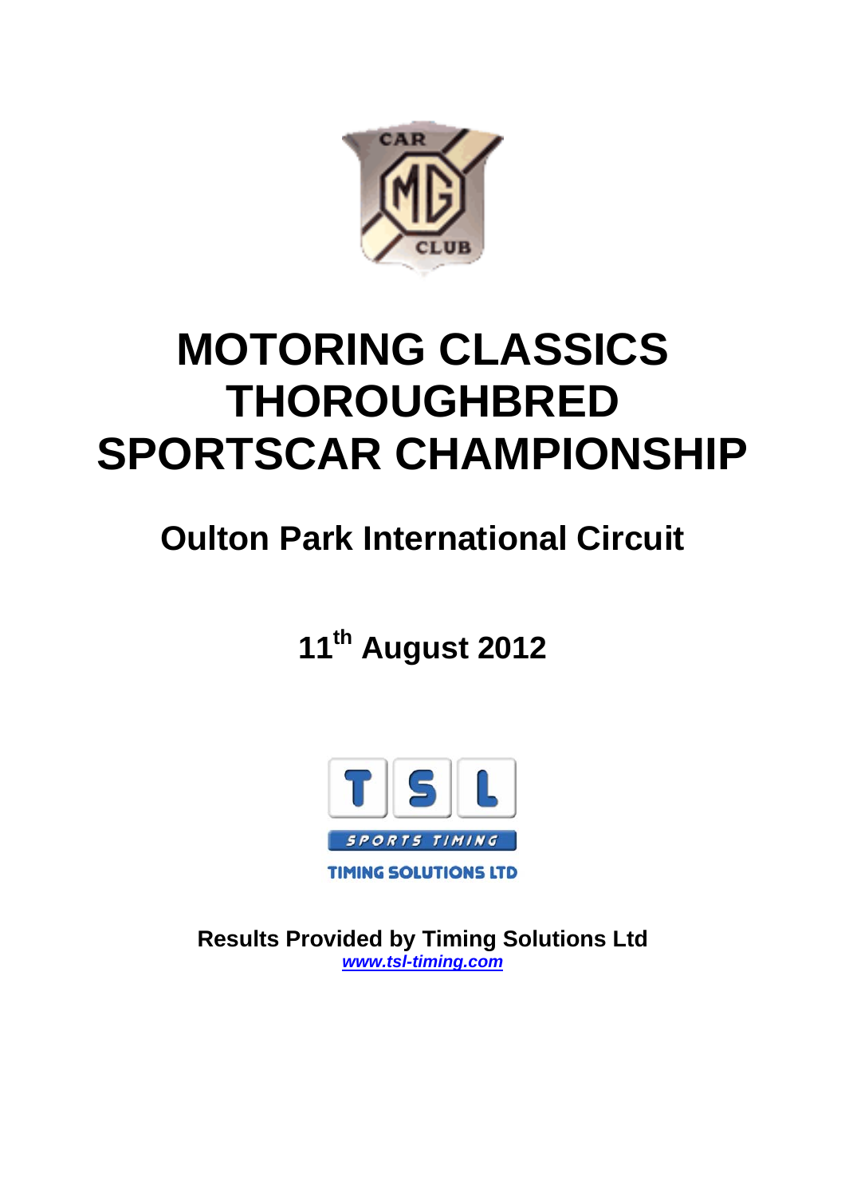# MOTORING CLASSICS THOROUGHBRED SPORTSCAR CHAMPIONSHIP

## Oulton Park International Circuit

## 11th August 2012

**Results Provided by Timing Solutions Ltd**
*www.tsl-timing.com*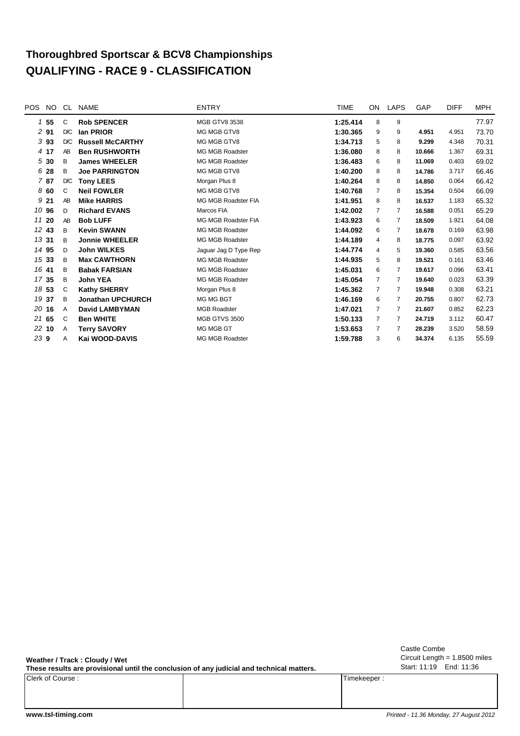# Thoroughbred Sportscar & BCV8 Championships
# QUALIFYING - RACE 9 - CLASSIFICATION

| POS | NO | CL | NAME | ENTRY | TIME | ON | LAPS | GAP | DIFF | MPH |
|---|---|---|---|---|---|---|---|---|---|---|
| 1 | 55 | C | Rob SPENCER | MGB GTV8 3538 | 1:25.414 | 8 | 9 | | | 77.97 |
| 2 | 91 | D/C | Ian PRIOR | MG MGB GTV8 | 1:30.365 | 9 | 9 | 4.951 | 4.951 | 73.70 |
| 3 | 93 | D/C | Russell McCARTHY | MG MGB GTV8 | 1:34.713 | 5 | 8 | 9.299 | 4.348 | 70.31 |
| 4 | 17 | AB | Ben RUSHWORTH | MG MGB Roadster | 1:36.080 | 8 | 8 | 10.666 | 1.367 | 69.31 |
| 5 | 30 | B | James WHEELER | MG MGB Roadster | 1:36.483 | 6 | 8 | 11.069 | 0.403 | 69.02 |
| 6 | 28 | B | Joe PARRINGTON | MG MGB GTV8 | 1:40.200 | 8 | 8 | 14.786 | 3.717 | 66.46 |
| 7 | 87 | D/C | Tony LEES | Morgan Plus 8 | 1:40.264 | 8 | 8 | 14.850 | 0.064 | 66.42 |
| 8 | 60 | C | Neil FOWLER | MG MGB GTV8 | 1:40.768 | 7 | 8 | 15.354 | 0.504 | 66.09 |
| 9 | 21 | AB | Mike HARRIS | MG MGB Roadster FIA | 1:41.951 | 8 | 8 | 16.537 | 1.183 | 65.32 |
| 10 | 96 | D | Richard EVANS | Marcos FIA | 1:42.002 | 7 | 7 | 16.588 | 0.051 | 65.29 |
| 11 | 20 | AB | Bob LUFF | MG MGB Roadster FIA | 1:43.923 | 6 | 7 | 18.509 | 1.921 | 64.08 |
| 12 | 43 | B | Kevin SWANN | MG MGB Roadster | 1:44.092 | 6 | 7 | 18.678 | 0.169 | 63.98 |
| 13 | 31 | B | Jonnie WHEELER | MG MGB Roadster | 1:44.189 | 4 | 8 | 18.775 | 0.097 | 63.92 |
| 14 | 95 | D | John WILKES | Jaguar Jag D Type Rep | 1:44.774 | 4 | 5 | 19.360 | 0.585 | 63.56 |
| 15 | 33 | B | Max CAWTHORN | MG MGB Roadster | 1:44.935 | 5 | 8 | 19.521 | 0.161 | 63.46 |
| 16 | 41 | B | Babak FARSIAN | MG MGB Roadster | 1:45.031 | 6 | 7 | 19.617 | 0.096 | 63.41 |
| 17 | 35 | B | John YEA | MG MGB Roadster | 1:45.054 | 7 | 7 | 19.640 | 0.023 | 63.39 |
| 18 | 53 | C | Kathy SHERRY | Morgan Plus 8 | 1:45.362 | 7 | 7 | 19.948 | 0.308 | 63.21 |
| 19 | 37 | B | Jonathan UPCHURCH | MG MG BGT | 1:46.169 | 6 | 7 | 20.755 | 0.807 | 62.73 |
| 20 | 16 | A | David LAMBYMAN | MGB Roadster | 1:47.021 | 7 | 7 | 21.607 | 0.852 | 62.23 |
| 21 | 65 | C | Ben WHITE | MGB GTVS 3500 | 1:50.133 | 7 | 7 | 24.719 | 3.112 | 60.47 |
| 22 | 10 | A | Terry SAVORY | MG MGB GT | 1:53.653 | 7 | 7 | 28.239 | 3.520 | 58.59 |
| 23 | 9 | A | Kai WOOD-DAVIS | MG MGB Roadster | 1:59.788 | 3 | 6 | 34.374 | 6.135 | 55.59 |

**Weather / Track : Cloudy / Wet**

**These results are provisional until the conclusion of any judicial and technical matters.**

Castle Combe
Circuit Length = 1.8500 miles
Start: 11:19 End: 11:36

| Clerk of Course : | | Timekeeper : |
|---|---|---|

www.tsl-timing.com

*Printed - 11.36 Monday, 27 August 2012*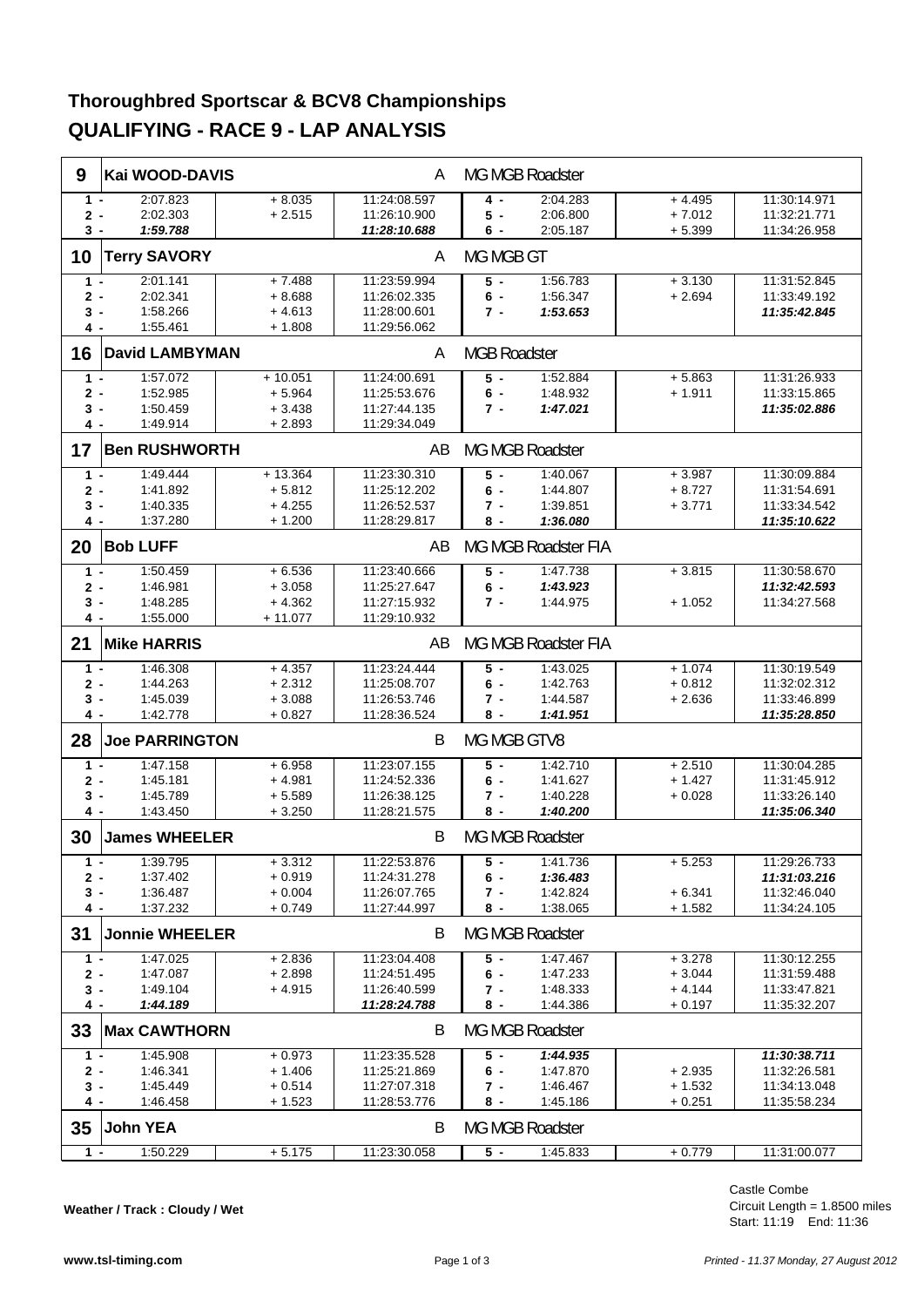# Thoroughbred Sportscar & BCV8 Championships

## QUALIFYING - RACE 9 - LAP ANALYSIS

### 9 Kai WOOD-DAVIS — A — MG MGB Roadster

| Lap | Time | Diff | Time of Day | Lap | Time | Diff | Time of Day |
|---|---|---|---|---|---|---|---|
| 1 - | 2:07.823 | + 8.035 | 11:24:08.597 | 4 - | 2:04.283 | + 4.495 | 11:30:14.971 |
| 2 - | 2:02.303 | + 2.515 | 11:26:10.900 | 5 - | 2:06.800 | + 7.012 | 11:32:21.771 |
| 3 - | ***1:59.788*** | | ***11:28:10.688*** | 6 - | 2:05.187 | + 5.399 | 11:34:26.958 |

### 10 Terry SAVORY — A — MG MGB GT

| Lap | Time | Diff | Time of Day | Lap | Time | Diff | Time of Day |
|---|---|---|---|---|---|---|---|
| 1 - | 2:01.141 | + 7.488 | 11:23:59.994 | 5 - | 1:56.783 | + 3.130 | 11:31:52.845 |
| 2 - | 2:02.341 | + 8.688 | 11:26:02.335 | 6 - | 1:56.347 | + 2.694 | 11:33:49.192 |
| 3 - | 1:58.266 | + 4.613 | 11:28:00.601 | 7 - | ***1:53.653*** | | ***11:35:42.845*** |
| 4 - | 1:55.461 | + 1.808 | 11:29:56.062 | | | | |

### 16 David LAMBYMAN — A — MGB Roadster

| Lap | Time | Diff | Time of Day | Lap | Time | Diff | Time of Day |
|---|---|---|---|---|---|---|---|
| 1 - | 1:57.072 | + 10.051 | 11:24:00.691 | 5 - | 1:52.884 | + 5.863 | 11:31:26.933 |
| 2 - | 1:52.985 | + 5.964 | 11:25:53.676 | 6 - | 1:48.932 | + 1.911 | 11:33:15.865 |
| 3 - | 1:50.459 | + 3.438 | 11:27:44.135 | 7 - | ***1:47.021*** | | ***11:35:02.886*** |
| 4 - | 1:49.914 | + 2.893 | 11:29:34.049 | | | | |

### 17 Ben RUSHWORTH — AB — MG MGB Roadster

| Lap | Time | Diff | Time of Day | Lap | Time | Diff | Time of Day |
|---|---|---|---|---|---|---|---|
| 1 - | 1:49.444 | + 13.364 | 11:23:30.310 | 5 - | 1:40.067 | + 3.987 | 11:30:09.884 |
| 2 - | 1:41.892 | + 5.812 | 11:25:12.202 | 6 - | 1:44.807 | + 8.727 | 11:31:54.691 |
| 3 - | 1:40.335 | + 4.255 | 11:26:52.537 | 7 - | 1:39.851 | + 3.771 | 11:33:34.542 |
| 4 - | 1:37.280 | + 1.200 | 11:28:29.817 | 8 - | ***1:36.080*** | | ***11:35:10.622*** |

### 20 Bob LUFF — AB — MG MGB Roadster FIA

| Lap | Time | Diff | Time of Day | Lap | Time | Diff | Time of Day |
|---|---|---|---|---|---|---|---|
| 1 - | 1:50.459 | + 6.536 | 11:23:40.666 | 5 - | 1:47.738 | + 3.815 | 11:30:58.670 |
| 2 - | 1:46.981 | + 3.058 | 11:25:27.647 | 6 - | ***1:43.923*** | | ***11:32:42.593*** |
| 3 - | 1:48.285 | + 4.362 | 11:27:15.932 | 7 - | 1:44.975 | + 1.052 | 11:34:27.568 |
| 4 - | 1:55.000 | + 11.077 | 11:29:10.932 | | | | |

### 21 Mike HARRIS — AB — MG MGB Roadster FIA

| Lap | Time | Diff | Time of Day | Lap | Time | Diff | Time of Day |
|---|---|---|---|---|---|---|---|
| 1 - | 1:46.308 | + 4.357 | 11:23:24.444 | 5 - | 1:43.025 | + 1.074 | 11:30:19.549 |
| 2 - | 1:44.263 | + 2.312 | 11:25:08.707 | 6 - | 1:42.763 | + 0.812 | 11:32:02.312 |
| 3 - | 1:45.039 | + 3.088 | 11:26:53.746 | 7 - | 1:44.587 | + 2.636 | 11:33:46.899 |
| 4 - | 1:42.778 | + 0.827 | 11:28:36.524 | 8 - | ***1:41.951*** | | ***11:35:28.850*** |

### 28 Joe PARRINGTON — B — MG MGB GTV8

| Lap | Time | Diff | Time of Day | Lap | Time | Diff | Time of Day |
|---|---|---|---|---|---|---|---|
| 1 - | 1:47.158 | + 6.958 | 11:23:07.155 | 5 - | 1:42.710 | + 2.510 | 11:30:04.285 |
| 2 - | 1:45.181 | + 4.981 | 11:24:52.336 | 6 - | 1:41.627 | + 1.427 | 11:31:45.912 |
| 3 - | 1:45.789 | + 5.589 | 11:26:38.125 | 7 - | 1:40.228 | + 0.028 | 11:33:26.140 |
| 4 - | 1:43.450 | + 3.250 | 11:28:21.575 | 8 - | ***1:40.200*** | | ***11:35:06.340*** |

### 30 James WHEELER — B — MG MGB Roadster

| Lap | Time | Diff | Time of Day | Lap | Time | Diff | Time of Day |
|---|---|---|---|---|---|---|---|
| 1 - | 1:39.795 | + 3.312 | 11:22:53.876 | 5 - | 1:41.736 | + 5.253 | 11:29:26.733 |
| 2 - | 1:37.402 | + 0.919 | 11:24:31.278 | 6 - | ***1:36.483*** | | ***11:31:03.216*** |
| 3 - | 1:36.487 | + 0.004 | 11:26:07.765 | 7 - | 1:42.824 | + 6.341 | 11:32:46.040 |
| 4 - | 1:37.232 | + 0.749 | 11:27:44.997 | 8 - | 1:38.065 | + 1.582 | 11:34:24.105 |

### 31 Jonnie WHEELER — B — MG MGB Roadster

| Lap | Time | Diff | Time of Day | Lap | Time | Diff | Time of Day |
|---|---|---|---|---|---|---|---|
| 1 - | 1:47.025 | + 2.836 | 11:23:04.408 | 5 - | 1:47.467 | + 3.278 | 11:30:12.255 |
| 2 - | 1:47.087 | + 2.898 | 11:24:51.495 | 6 - | 1:47.233 | + 3.044 | 11:31:59.488 |
| 3 - | 1:49.104 | + 4.915 | 11:26:40.599 | 7 - | 1:48.333 | + 4.144 | 11:33:47.821 |
| 4 - | ***1:44.189*** | | ***11:28:24.788*** | 8 - | 1:44.386 | + 0.197 | 11:35:32.207 |

### 33 Max CAWTHORN — B — MG MGB Roadster

| Lap | Time | Diff | Time of Day | Lap | Time | Diff | Time of Day |
|---|---|---|---|---|---|---|---|
| 1 - | 1:45.908 | + 0.973 | 11:23:35.528 | 5 - | ***1:44.935*** | | ***11:30:38.711*** |
| 2 - | 1:46.341 | + 1.406 | 11:25:21.869 | 6 - | 1:47.870 | + 2.935 | 11:32:26.581 |
| 3 - | 1:45.449 | + 0.514 | 11:27:07.318 | 7 - | 1:46.467 | + 1.532 | 11:34:13.048 |
| 4 - | 1:46.458 | + 1.523 | 11:28:53.776 | 8 - | 1:45.186 | + 0.251 | 11:35:58.234 |

### 35 John YEA — B — MG MGB Roadster

| Lap | Time | Diff | Time of Day | Lap | Time | Diff | Time of Day |
|---|---|---|---|---|---|---|---|
| 1 - | 1:50.229 | + 5.175 | 11:23:30.058 | 5 - | 1:45.833 | + 0.779 | 11:31:00.077 |

**Weather / Track : Cloudy / Wet**

Castle Combe
Circuit Length = 1.8500 miles
Start: 11:19 End: 11:36

www.tsl-timing.com

*Printed - 11.37 Monday, 27 August 2012*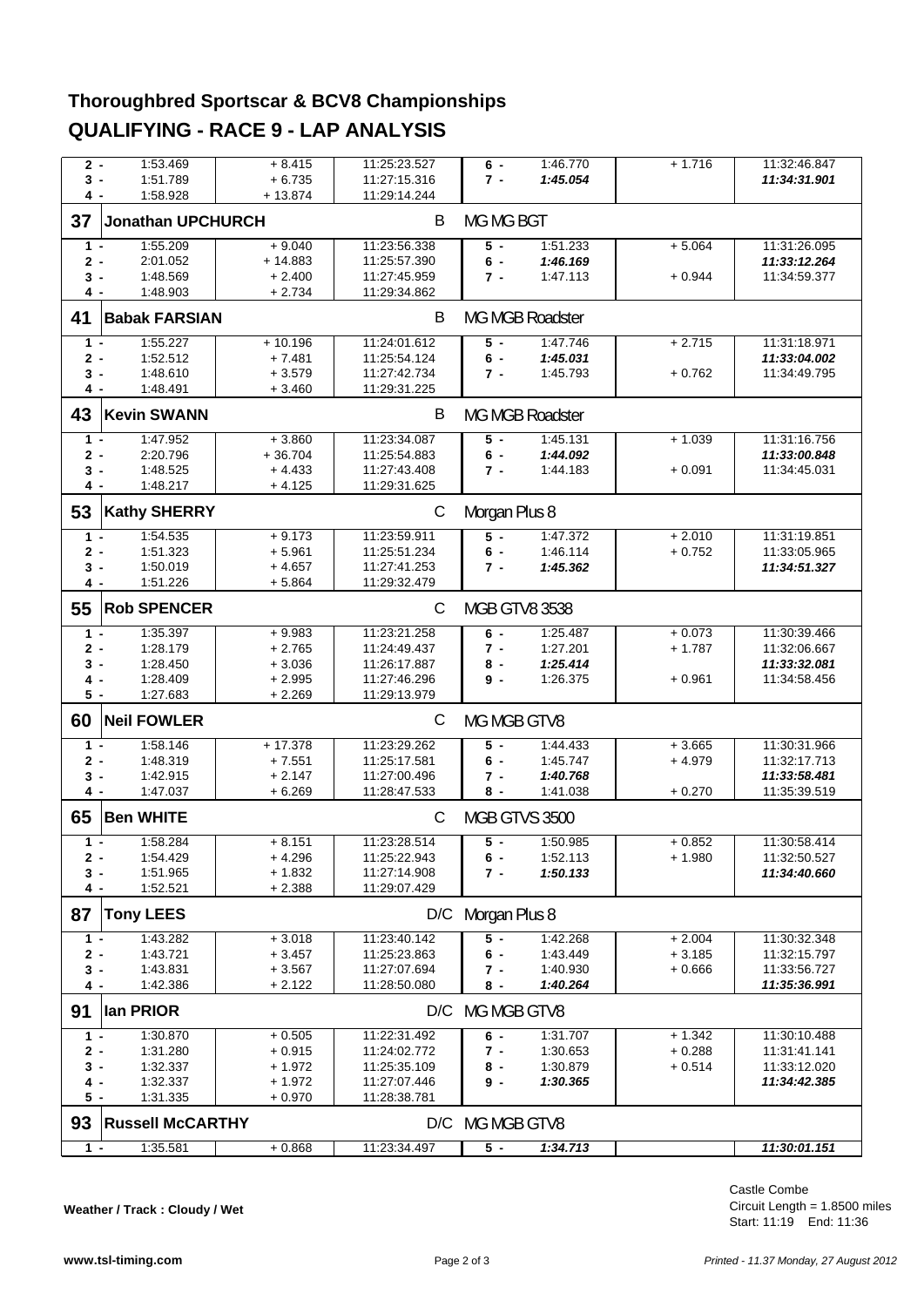# Thoroughbred Sportscar & BCV8 Championships

## QUALIFYING - RACE 9 - LAP ANALYSIS

| Lap | Time | Diff | Time of Day | Lap | Time | Diff | Time of Day |
|---|---|---|---|---|---|---|---|
| 2 - | 1:53.469 | + 8.415 | 11:25:23.527 | 6 - | 1:46.770 | + 1.716 | 11:32:46.847 |
| 3 - | 1:51.789 | + 6.735 | 11:27:15.316 | 7 - | ***1:45.054*** | | ***11:34:31.901*** |
| 4 - | 1:58.928 | + 13.874 | 11:29:14.244 | | | | |

### 37 Jonathan UPCHURCH — B — MG MG BGT

| Lap | Time | Diff | Time of Day | Lap | Time | Diff | Time of Day |
|---|---|---|---|---|---|---|---|
| 1 - | 1:55.209 | + 9.040 | 11:23:56.338 | 5 - | 1:51.233 | + 5.064 | 11:31:26.095 |
| 2 - | 2:01.052 | + 14.883 | 11:25:57.390 | 6 - | ***1:46.169*** | | ***11:33:12.264*** |
| 3 - | 1:48.569 | + 2.400 | 11:27:45.959 | 7 - | 1:47.113 | + 0.944 | 11:34:59.377 |
| 4 - | 1:48.903 | + 2.734 | 11:29:34.862 | | | | |

### 41 Babak FARSIAN — B — MG MGB Roadster

| Lap | Time | Diff | Time of Day | Lap | Time | Diff | Time of Day |
|---|---|---|---|---|---|---|---|
| 1 - | 1:55.227 | + 10.196 | 11:24:01.612 | 5 - | 1:47.746 | + 2.715 | 11:31:18.971 |
| 2 - | 1:52.512 | + 7.481 | 11:25:54.124 | 6 - | ***1:45.031*** | | ***11:33:04.002*** |
| 3 - | 1:48.610 | + 3.579 | 11:27:42.734 | 7 - | 1:45.793 | + 0.762 | 11:34:49.795 |
| 4 - | 1:48.491 | + 3.460 | 11:29:31.225 | | | | |

### 43 Kevin SWANN — B — MG MGB Roadster

| Lap | Time | Diff | Time of Day | Lap | Time | Diff | Time of Day |
|---|---|---|---|---|---|---|---|
| 1 - | 1:47.952 | + 3.860 | 11:23:34.087 | 5 - | 1:45.131 | + 1.039 | 11:31:16.756 |
| 2 - | 2:20.796 | + 36.704 | 11:25:54.883 | 6 - | ***1:44.092*** | | ***11:33:00.848*** |
| 3 - | 1:48.525 | + 4.433 | 11:27:43.408 | 7 - | 1:44.183 | + 0.091 | 11:34:45.031 |
| 4 - | 1:48.217 | + 4.125 | 11:29:31.625 | | | | |

### 53 Kathy SHERRY — C — Morgan Plus 8

| Lap | Time | Diff | Time of Day | Lap | Time | Diff | Time of Day |
|---|---|---|---|---|---|---|---|
| 1 - | 1:54.535 | + 9.173 | 11:23:59.911 | 5 - | 1:47.372 | + 2.010 | 11:31:19.851 |
| 2 - | 1:51.323 | + 5.961 | 11:25:51.234 | 6 - | 1:46.114 | + 0.752 | 11:33:05.965 |
| 3 - | 1:50.019 | + 4.657 | 11:27:41.253 | 7 - | ***1:45.362*** | | ***11:34:51.327*** |
| 4 - | 1:51.226 | + 5.864 | 11:29:32.479 | | | | |

### 55 Rob SPENCER — C — MGB GTV8 3538

| Lap | Time | Diff | Time of Day | Lap | Time | Diff | Time of Day |
|---|---|---|---|---|---|---|---|
| 1 - | 1:35.397 | + 9.983 | 11:23:21.258 | 6 - | 1:25.487 | + 0.073 | 11:30:39.466 |
| 2 - | 1:28.179 | + 2.765 | 11:24:49.437 | 7 - | 1:27.201 | + 1.787 | 11:32:06.667 |
| 3 - | 1:28.450 | + 3.036 | 11:26:17.887 | 8 - | ***1:25.414*** | | ***11:33:32.081*** |
| 4 - | 1:28.409 | + 2.995 | 11:27:46.296 | 9 - | 1:26.375 | + 0.961 | 11:34:58.456 |
| 5 - | 1:27.683 | + 2.269 | 11:29:13.979 | | | | |

### 60 Neil FOWLER — C — MG MGB GTV8

| Lap | Time | Diff | Time of Day | Lap | Time | Diff | Time of Day |
|---|---|---|---|---|---|---|---|
| 1 - | 1:58.146 | + 17.378 | 11:23:29.262 | 5 - | 1:44.433 | + 3.665 | 11:30:31.966 |
| 2 - | 1:48.319 | + 7.551 | 11:25:17.581 | 6 - | 1:45.747 | + 4.979 | 11:32:17.713 |
| 3 - | 1:42.915 | + 2.147 | 11:27:00.496 | 7 - | ***1:40.768*** | | ***11:33:58.481*** |
| 4 - | 1:47.037 | + 6.269 | 11:28:47.533 | 8 - | 1:41.038 | + 0.270 | 11:35:39.519 |

### 65 Ben WHITE — C — MGB GTVS 3500

| Lap | Time | Diff | Time of Day | Lap | Time | Diff | Time of Day |
|---|---|---|---|---|---|---|---|
| 1 - | 1:58.284 | + 8.151 | 11:23:28.514 | 5 - | 1:50.985 | + 0.852 | 11:30:58.414 |
| 2 - | 1:54.429 | + 4.296 | 11:25:22.943 | 6 - | 1:52.113 | + 1.980 | 11:32:50.527 |
| 3 - | 1:51.965 | + 1.832 | 11:27:14.908 | 7 - | ***1:50.133*** | | ***11:34:40.660*** |
| 4 - | 1:52.521 | + 2.388 | 11:29:07.429 | | | | |

### 87 Tony LEES — D/C — Morgan Plus 8

| Lap | Time | Diff | Time of Day | Lap | Time | Diff | Time of Day |
|---|---|---|---|---|---|---|---|
| 1 - | 1:43.282 | + 3.018 | 11:23:40.142 | 5 - | 1:42.268 | + 2.004 | 11:30:32.348 |
| 2 - | 1:43.721 | + 3.457 | 11:25:23.863 | 6 - | 1:43.449 | + 3.185 | 11:32:15.797 |
| 3 - | 1:43.831 | + 3.567 | 11:27:07.694 | 7 - | 1:40.930 | + 0.666 | 11:33:56.727 |
| 4 - | 1:42.386 | + 2.122 | 11:28:50.080 | 8 - | ***1:40.264*** | | ***11:35:36.991*** |

### 91 Ian PRIOR — D/C — MG MGB GTV8

| Lap | Time | Diff | Time of Day | Lap | Time | Diff | Time of Day |
|---|---|---|---|---|---|---|---|
| 1 - | 1:30.870 | + 0.505 | 11:22:31.492 | 6 - | 1:31.707 | + 1.342 | 11:30:10.488 |
| 2 - | 1:31.280 | + 0.915 | 11:24:02.772 | 7 - | 1:30.653 | + 0.288 | 11:31:41.141 |
| 3 - | 1:32.337 | + 1.972 | 11:25:35.109 | 8 - | 1:30.879 | + 0.514 | 11:33:12.020 |
| 4 - | 1:32.337 | + 1.972 | 11:27:07.446 | 9 - | ***1:30.365*** | | ***11:34:42.385*** |
| 5 - | 1:31.335 | + 0.970 | 11:28:38.781 | | | | |

### 93 Russell McCARTHY — D/C — MG MGB GTV8

| Lap | Time | Diff | Time of Day | Lap | Time | Diff | Time of Day |
|---|---|---|---|---|---|---|---|
| 1 - | 1:35.581 | + 0.868 | 11:23:34.497 | 5 - | ***1:34.713*** | | ***11:30:01.151*** |

**Weather / Track : Cloudy / Wet**

Castle Combe
Circuit Length = 1.8500 miles
Start: 11:19 End: 11:36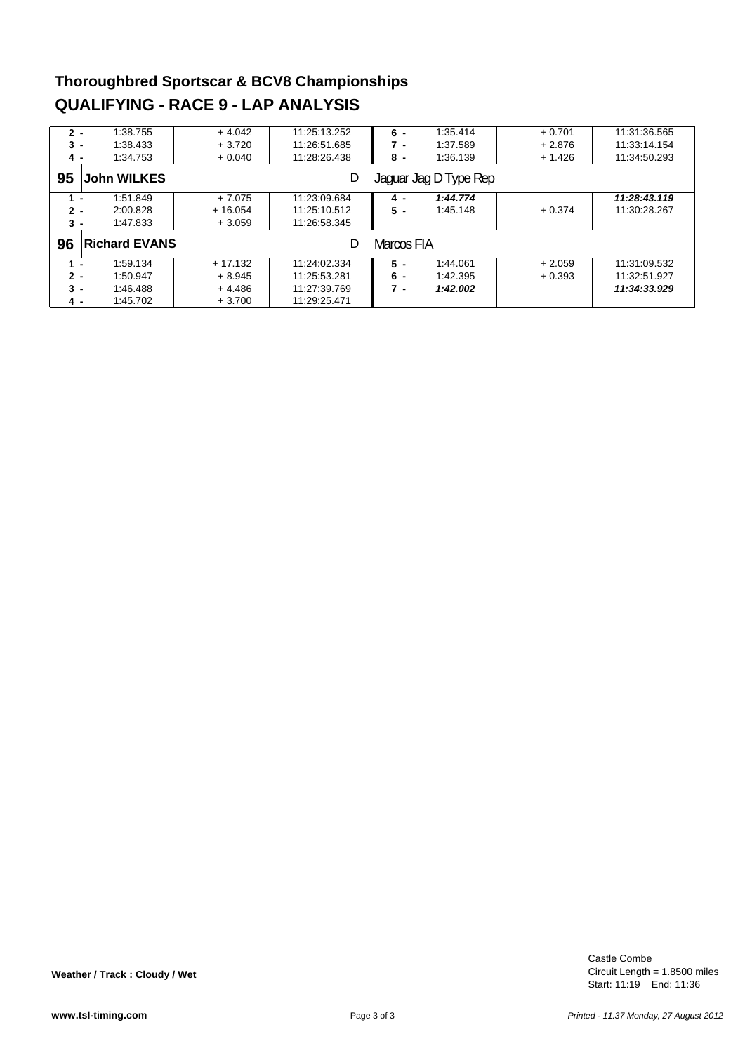# Thoroughbred Sportscar & BCV8 Championships
## QUALIFYING - RACE 9 - LAP ANALYSIS

| Lap | Time | Diff | Time of Day | Lap | Time | Diff | Time of Day |
|---|---|---|---|---|---|---|---|
| 2 - | 1:38.755 | + 4.042 | 11:25:13.252 | 6 - | 1:35.414 | + 0.701 | 11:31:36.565 |
| 3 - | 1:38.433 | + 3.720 | 11:26:51.685 | 7 - | 1:37.589 | + 2.876 | 11:33:14.154 |
| 4 - | 1:34.753 | + 0.040 | 11:28:26.438 | 8 - | 1:36.139 | + 1.426 | 11:34:50.293 |

### 95 John WILKES — D — Jaguar Jag D Type Rep

| Lap | Time | Diff | Time of Day | Lap | Time | Diff | Time of Day |
|---|---|---|---|---|---|---|---|
| 1 - | 1:51.849 | + 7.075 | 11:23:09.684 | 4 - | ***1:44.774*** | | ***11:28:43.119*** |
| 2 - | 2:00.828 | + 16.054 | 11:25:10.512 | 5 - | 1:45.148 | + 0.374 | 11:30:28.267 |
| 3 - | 1:47.833 | + 3.059 | 11:26:58.345 | | | | |

### 96 Richard EVANS — D — Marcos FIA

| Lap | Time | Diff | Time of Day | Lap | Time | Diff | Time of Day |
|---|---|---|---|---|---|---|---|
| 1 - | 1:59.134 | + 17.132 | 11:24:02.334 | 5 - | 1:44.061 | + 2.059 | 11:31:09.532 |
| 2 - | 1:50.947 | + 8.945 | 11:25:53.281 | 6 - | 1:42.395 | + 0.393 | 11:32:51.927 |
| 3 - | 1:46.488 | + 4.486 | 11:27:39.769 | 7 - | ***1:42.002*** | | ***11:34:33.929*** |
| 4 - | 1:45.702 | + 3.700 | 11:29:25.471 | | | | |

**Weather / Track : Cloudy / Wet**

Castle Combe
Circuit Length = 1.8500 miles
Start: 11:19 End: 11:36

www.tsl-timing.com

Printed - 11.37 Monday, 27 August 2012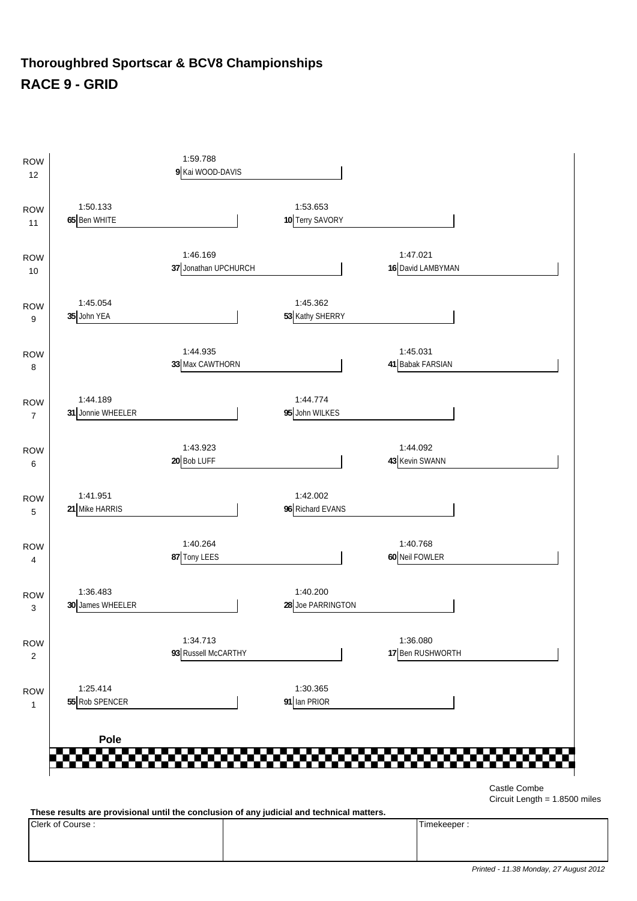# Thoroughbred Sportscar & BCV8 Championships

## RACE 9 - GRID

| Row | Position | No. | Driver | Time |
|---|---|---|---|---|
| ROW 12 | | 9 | Kai WOOD-DAVIS | 1:59.788 |
| ROW 11 | | 65 | Ben WHITE | 1:50.133 |
| ROW 11 | | 10 | Terry SAVORY | 1:53.653 |
| ROW 10 | | 37 | Jonathan UPCHURCH | 1:46.169 |
| ROW 10 | | 16 | David LAMBYMAN | 1:47.021 |
| ROW 9 | | 35 | John YEA | 1:45.054 |
| ROW 9 | | 53 | Kathy SHERRY | 1:45.362 |
| ROW 8 | | 33 | Max CAWTHORN | 1:44.935 |
| ROW 8 | | 41 | Babak FARSIAN | 1:45.031 |
| ROW 7 | | 31 | Jonnie WHEELER | 1:44.189 |
| ROW 7 | | 95 | John WILKES | 1:44.774 |
| ROW 6 | | 20 | Bob LUFF | 1:43.923 |
| ROW 6 | | 43 | Kevin SWANN | 1:44.092 |
| ROW 5 | | 21 | Mike HARRIS | 1:41.951 |
| ROW 5 | | 96 | Richard EVANS | 1:42.002 |
| ROW 4 | | 87 | Tony LEES | 1:40.264 |
| ROW 4 | | 60 | Neil FOWLER | 1:40.768 |
| ROW 3 | | 30 | James WHEELER | 1:36.483 |
| ROW 3 | | 28 | Joe PARRINGTON | 1:40.200 |
| ROW 2 | | 93 | Russell McCARTHY | 1:34.713 |
| ROW 2 | | 17 | Ben RUSHWORTH | 1:36.080 |
| ROW 1 | Pole | 55 | Rob SPENCER | 1:25.414 |
| ROW 1 | | 91 | Ian PRIOR | 1:30.365 |

Castle Combe
Circuit Length = 1.8500 miles

**These results are provisional until the conclusion of any judicial and technical matters.**

| Clerk of Course : | | Timekeeper : |
|---|---|---|
| | | |

*Printed - 11.38 Monday, 27 August 2012*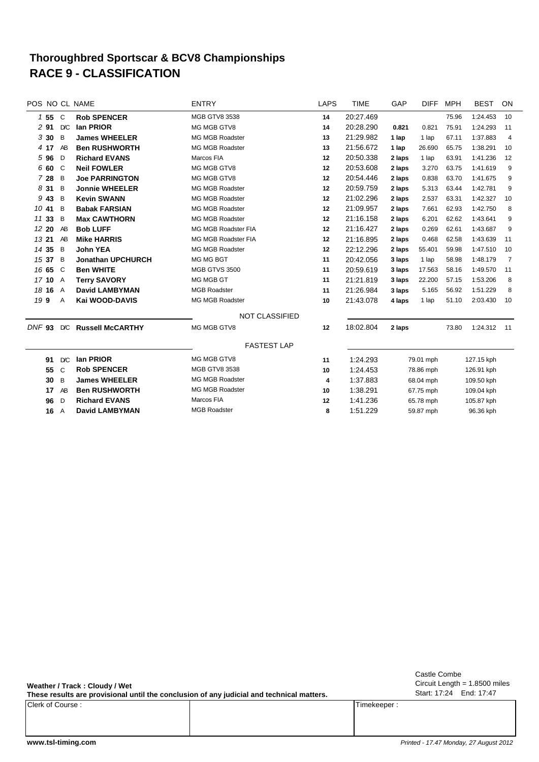# Thoroughbred Sportscar & BCV8 Championships
# RACE 9 - CLASSIFICATION

| POS | NO | CL | NAME | ENTRY | LAPS | TIME | GAP | DIFF | MPH | BEST | ON |
|---|---|---|---|---|---|---|---|---|---|---|---|
| 1 | **55** | C | **Rob SPENCER** | MGB GTV8 3538 | 14 | 20:27.469 | | | 75.96 | 1:24.453 | 10 |
| 2 | **91** | D/C | **Ian PRIOR** | MG MGB GTV8 | 14 | 20:28.290 | **0.821** | 0.821 | 75.91 | 1:24.293 | 11 |
| 3 | **30** | B | **James WHEELER** | MG MGB Roadster | 13 | 21:29.982 | **1 lap** | 1 lap | 67.11 | 1:37.883 | 4 |
| 4 | **17** | AB | **Ben RUSHWORTH** | MG MGB Roadster | 13 | 21:56.672 | **1 lap** | 26.690 | 65.75 | 1:38.291 | 10 |
| 5 | **96** | D | **Richard EVANS** | Marcos FIA | 12 | 20:50.338 | **2 laps** | 1 lap | 63.91 | 1:41.236 | 12 |
| 6 | **60** | C | **Neil FOWLER** | MG MGB GTV8 | 12 | 20:53.608 | **2 laps** | 3.270 | 63.75 | 1:41.619 | 9 |
| 7 | **28** | B | **Joe PARRINGTON** | MG MGB GTV8 | 12 | 20:54.446 | **2 laps** | 0.838 | 63.70 | 1:41.675 | 9 |
| 8 | **31** | B | **Jonnie WHEELER** | MG MGB Roadster | 12 | 20:59.759 | **2 laps** | 5.313 | 63.44 | 1:42.781 | 9 |
| 9 | **43** | B | **Kevin SWANN** | MG MGB Roadster | 12 | 21:02.296 | **2 laps** | 2.537 | 63.31 | 1:42.327 | 10 |
| 10 | **41** | B | **Babak FARSIAN** | MG MGB Roadster | 12 | 21:09.957 | **2 laps** | 7.661 | 62.93 | 1:42.750 | 8 |
| 11 | **33** | B | **Max CAWTHORN** | MG MGB Roadster | 12 | 21:16.158 | **2 laps** | 6.201 | 62.62 | 1:43.641 | 9 |
| 12 | **20** | AB | **Bob LUFF** | MG MGB Roadster FIA | 12 | 21:16.427 | **2 laps** | 0.269 | 62.61 | 1:43.687 | 9 |
| 13 | **21** | AB | **Mike HARRIS** | MG MGB Roadster FIA | 12 | 21:16.895 | **2 laps** | 0.468 | 62.58 | 1:43.639 | 11 |
| 14 | **35** | B | **John YEA** | MG MGB Roadster | 12 | 22:12.296 | **2 laps** | 55.401 | 59.98 | 1:47.510 | 10 |
| 15 | **37** | B | **Jonathan UPCHURCH** | MG MG BGT | 11 | 20:42.056 | **3 laps** | 1 lap | 58.98 | 1:48.179 | 7 |
| 16 | **65** | C | **Ben WHITE** | MGB GTVS 3500 | 11 | 20:59.619 | **3 laps** | 17.563 | 58.16 | 1:49.570 | 11 |
| 17 | **10** | A | **Terry SAVORY** | MG MGB GT | 11 | 21:21.819 | **3 laps** | 22.200 | 57.15 | 1:53.206 | 8 |
| 18 | **16** | A | **David LAMBYMAN** | MGB Roadster | 11 | 21:26.984 | **3 laps** | 5.165 | 56.92 | 1:51.229 | 8 |
| 19 | **9** | A | **Kai WOOD-DAVIS** | MG MGB Roadster | 10 | 21:43.078 | **4 laps** | 1 lap | 51.10 | 2:03.430 | 10 |

**NOT CLASSIFIED**

| POS | NO | CL | NAME | ENTRY | LAPS | TIME | GAP | DIFF | MPH | BEST | ON |
|---|---|---|---|---|---|---|---|---|---|---|---|
| DNF | **93** | D/C | **Russell McCARTHY** | MG MGB GTV8 | 12 | 18:02.804 | **2 laps** | | 73.80 | 1:24.312 | 11 |

**FASTEST LAP**

| NO | CL | NAME | ENTRY | LAP | TIME | MPH | KPH |
|---|---|---|---|---|---|---|---|
| **91** | D/C | **Ian PRIOR** | MG MGB GTV8 | 11 | 1:24.293 | 79.01 mph | 127.15 kph |
| **55** | C | **Rob SPENCER** | MGB GTV8 3538 | 10 | 1:24.453 | 78.86 mph | 126.91 kph |
| **30** | B | **James WHEELER** | MG MGB Roadster | 4 | 1:37.883 | 68.04 mph | 109.50 kph |
| **17** | AB | **Ben RUSHWORTH** | MG MGB Roadster | 10 | 1:38.291 | 67.75 mph | 109.04 kph |
| **96** | D | **Richard EVANS** | Marcos FIA | 12 | 1:41.236 | 65.78 mph | 105.87 kph |
| **16** | A | **David LAMBYMAN** | MGB Roadster | 8 | 1:51.229 | 59.87 mph | 96.36 kph |

**Weather / Track : Cloudy / Wet**

**These results are provisional until the conclusion of any judicial and technical matters.**

Castle Combe
Circuit Length = 1.8500 miles
Start: 17:24 End: 17:47

| Clerk of Course : | | Timekeeper : |
|---|---|---|
| | | |

www.tsl-timing.com

*Printed - 17.47 Monday, 27 August 2012*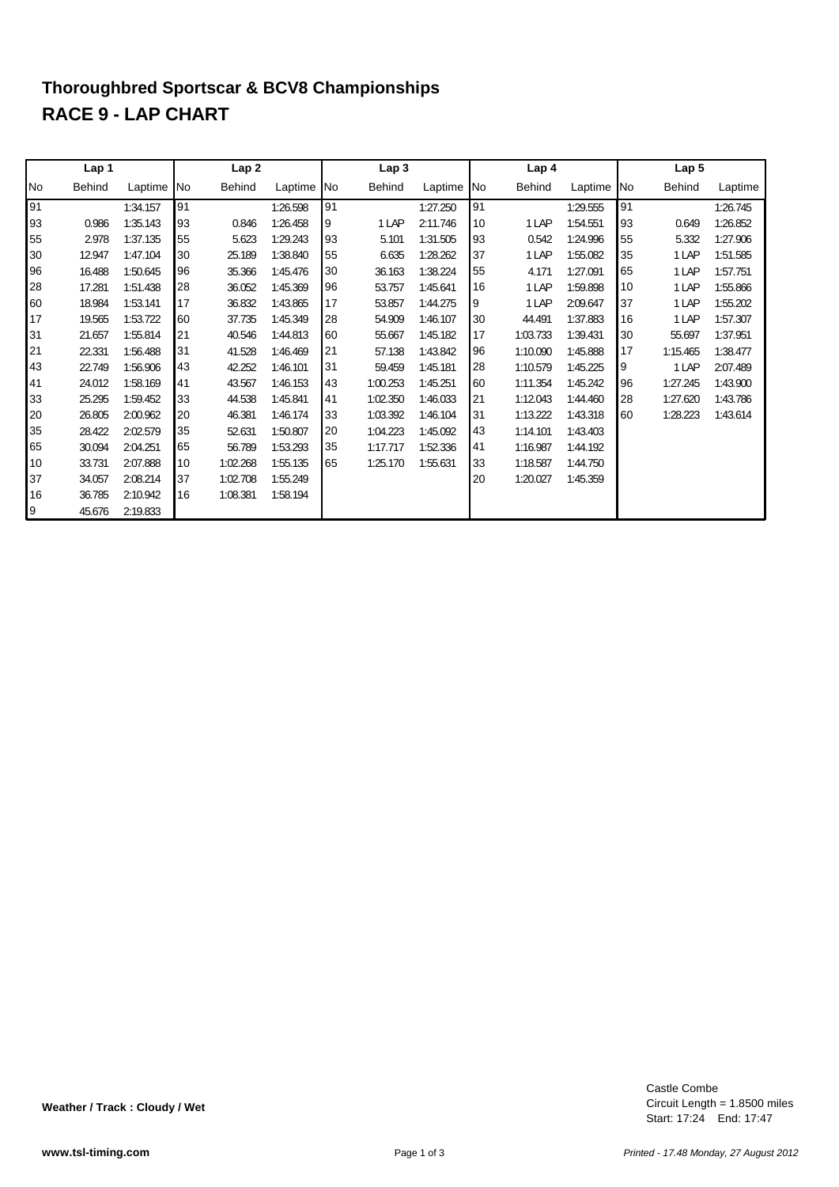## Thoroughbred Sportscar & BCV8 Championships

## RACE 9 - LAP CHART

| Lap 1 | | | Lap 2 | | | Lap 3 | | | Lap 4 | | | Lap 5 | | |
|---|---|---|---|---|---|---|---|---|---|---|---|---|---|---|
| No | Behind | Laptime | No | Behind | Laptime | No | Behind | Laptime | No | Behind | Laptime | No | Behind | Laptime |
| 91 | | 1:34.157 | 91 | | 1:26.598 | 91 | | 1:27.250 | 91 | | 1:29.555 | 91 | | 1:26.745 |
| 93 | 0.986 | 1:35.143 | 93 | 0.846 | 1:26.458 | 9 | 1 LAP | 2:11.746 | 10 | 1 LAP | 1:54.551 | 93 | 0.649 | 1:26.852 |
| 55 | 2.978 | 1:37.135 | 55 | 5.623 | 1:29.243 | 93 | 5.101 | 1:31.505 | 93 | 0.542 | 1:24.996 | 55 | 5.332 | 1:27.906 |
| 30 | 12.947 | 1:47.104 | 30 | 25.189 | 1:38.840 | 55 | 6.635 | 1:28.262 | 37 | 1 LAP | 1:55.082 | 35 | 1 LAP | 1:51.585 |
| 96 | 16.488 | 1:50.645 | 96 | 35.366 | 1:45.476 | 30 | 36.163 | 1:38.224 | 55 | 4.171 | 1:27.091 | 65 | 1 LAP | 1:57.751 |
| 28 | 17.281 | 1:51.438 | 28 | 36.052 | 1:45.369 | 96 | 53.757 | 1:45.641 | 16 | 1 LAP | 1:59.898 | 10 | 1 LAP | 1:55.866 |
| 60 | 18.984 | 1:53.141 | 17 | 36.832 | 1:43.865 | 17 | 53.857 | 1:44.275 | 9 | 1 LAP | 2:09.647 | 37 | 1 LAP | 1:55.202 |
| 17 | 19.565 | 1:53.722 | 60 | 37.735 | 1:45.349 | 28 | 54.909 | 1:46.107 | 30 | 44.491 | 1:37.883 | 16 | 1 LAP | 1:57.307 |
| 31 | 21.657 | 1:55.814 | 21 | 40.546 | 1:44.813 | 60 | 55.667 | 1:45.182 | 17 | 1:03.733 | 1:39.431 | 30 | 55.697 | 1:37.951 |
| 21 | 22.331 | 1:56.488 | 31 | 41.528 | 1:46.469 | 21 | 57.138 | 1:43.842 | 96 | 1:10.090 | 1:45.888 | 17 | 1:15.465 | 1:38.477 |
| 43 | 22.749 | 1:56.906 | 43 | 42.252 | 1:46.101 | 31 | 59.459 | 1:45.181 | 28 | 1:10.579 | 1:45.225 | 9 | 1 LAP | 2:07.489 |
| 41 | 24.012 | 1:58.169 | 41 | 43.567 | 1:46.153 | 43 | 1:00.253 | 1:45.251 | 60 | 1:11.354 | 1:45.242 | 96 | 1:27.245 | 1:43.900 |
| 33 | 25.295 | 1:59.452 | 33 | 44.538 | 1:45.841 | 41 | 1:02.350 | 1:46.033 | 21 | 1:12.043 | 1:44.460 | 28 | 1:27.620 | 1:43.786 |
| 20 | 26.805 | 2:00.962 | 20 | 46.381 | 1:46.174 | 33 | 1:03.392 | 1:46.104 | 31 | 1:13.222 | 1:43.318 | 60 | 1:28.223 | 1:43.614 |
| 35 | 28.422 | 2:02.579 | 35 | 52.631 | 1:50.807 | 20 | 1:04.223 | 1:45.092 | 43 | 1:14.101 | 1:43.403 | | | |
| 65 | 30.094 | 2:04.251 | 65 | 56.789 | 1:53.293 | 35 | 1:17.717 | 1:52.336 | 41 | 1:16.987 | 1:44.192 | | | |
| 10 | 33.731 | 2:07.888 | 10 | 1:02.268 | 1:55.135 | 65 | 1:25.170 | 1:55.631 | 33 | 1:18.587 | 1:44.750 | | | |
| 37 | 34.057 | 2:08.214 | 37 | 1:02.708 | 1:55.249 | | | | 20 | 1:20.027 | 1:45.359 | | | |
| 16 | 36.785 | 2:10.942 | 16 | 1:08.381 | 1:58.194 | | | | | | | | | |
| 9 | 45.676 | 2:19.833 | | | | | | | | | | | | |

**Weather / Track : Cloudy / Wet**

Castle Combe
Circuit Length = 1.8500 miles
Start: 17:24 End: 17:47

www.tsl-timing.com

*Printed - 17.48 Monday, 27 August 2012*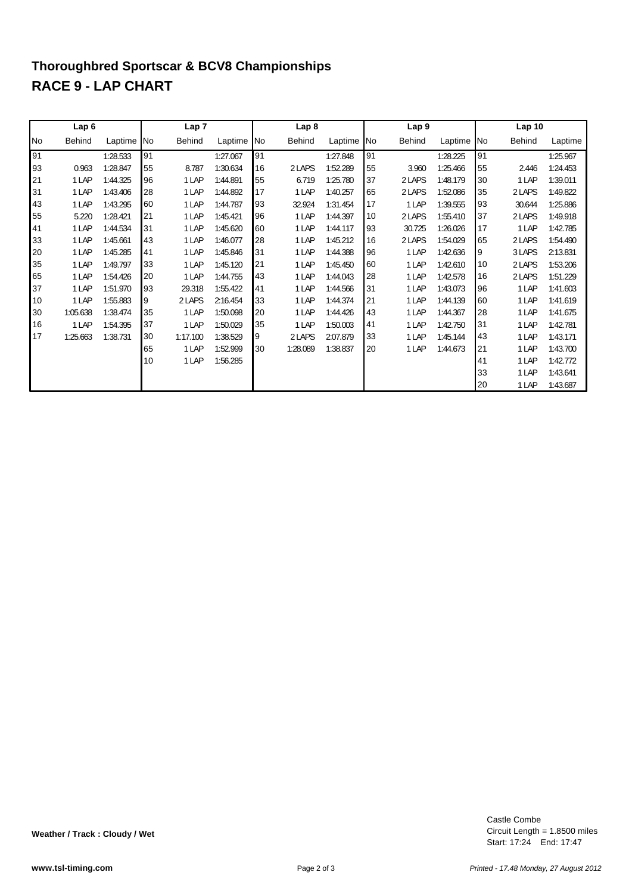# Thoroughbred Sportscar & BCV8 Championships

## RACE 9 - LAP CHART

| Lap 6 | | | Lap 7 | | | Lap 8 | | | Lap 9 | | | Lap 10 | | |
|---|---|---|---|---|---|---|---|---|---|---|---|---|---|---|
| No | Behind | Laptime | No | Behind | Laptime | No | Behind | Laptime | No | Behind | Laptime | No | Behind | Laptime |
| 91 | | 1:28.533 | 91 | | 1:27.067 | 91 | | 1:27.848 | 91 | | 1:28.225 | 91 | | 1:25.967 |
| 93 | 0.963 | 1:28.847 | 55 | 8.787 | 1:30.634 | 16 | 2 LAPS | 1:52.289 | 55 | 3.960 | 1:25.466 | 55 | 2.446 | 1:24.453 |
| 21 | 1 LAP | 1:44.325 | 96 | 1 LAP | 1:44.891 | 55 | 6.719 | 1:25.780 | 37 | 2 LAPS | 1:48.179 | 30 | 1 LAP | 1:39.011 |
| 31 | 1 LAP | 1:43.406 | 28 | 1 LAP | 1:44.892 | 17 | 1 LAP | 1:40.257 | 65 | 2 LAPS | 1:52.086 | 35 | 2 LAPS | 1:49.822 |
| 43 | 1 LAP | 1:43.295 | 60 | 1 LAP | 1:44.787 | 93 | 32.924 | 1:31.454 | 17 | 1 LAP | 1:39.555 | 93 | 30.644 | 1:25.886 |
| 55 | 5.220 | 1:28.421 | 21 | 1 LAP | 1:45.421 | 96 | 1 LAP | 1:44.397 | 10 | 2 LAPS | 1:55.410 | 37 | 2 LAPS | 1:49.918 |
| 41 | 1 LAP | 1:44.534 | 31 | 1 LAP | 1:45.620 | 60 | 1 LAP | 1:44.117 | 93 | 30.725 | 1:26.026 | 17 | 1 LAP | 1:42.785 |
| 33 | 1 LAP | 1:45.661 | 43 | 1 LAP | 1:46.077 | 28 | 1 LAP | 1:45.212 | 16 | 2 LAPS | 1:54.029 | 65 | 2 LAPS | 1:54.490 |
| 20 | 1 LAP | 1:45.285 | 41 | 1 LAP | 1:45.846 | 31 | 1 LAP | 1:44.388 | 96 | 1 LAP | 1:42.636 | 9 | 3 LAPS | 2:13.831 |
| 35 | 1 LAP | 1:49.797 | 33 | 1 LAP | 1:45.120 | 21 | 1 LAP | 1:45.450 | 60 | 1 LAP | 1:42.610 | 10 | 2 LAPS | 1:53.206 |
| 65 | 1 LAP | 1:54.426 | 20 | 1 LAP | 1:44.755 | 43 | 1 LAP | 1:44.043 | 28 | 1 LAP | 1:42.578 | 16 | 2 LAPS | 1:51.229 |
| 37 | 1 LAP | 1:51.970 | 93 | 29.318 | 1:55.422 | 41 | 1 LAP | 1:44.566 | 31 | 1 LAP | 1:43.073 | 96 | 1 LAP | 1:41.603 |
| 10 | 1 LAP | 1:55.883 | 9 | 2 LAPS | 2:16.454 | 33 | 1 LAP | 1:44.374 | 21 | 1 LAP | 1:44.139 | 60 | 1 LAP | 1:41.619 |
| 30 | 1:05.638 | 1:38.474 | 35 | 1 LAP | 1:50.098 | 20 | 1 LAP | 1:44.426 | 43 | 1 LAP | 1:44.367 | 28 | 1 LAP | 1:41.675 |
| 16 | 1 LAP | 1:54.395 | 37 | 1 LAP | 1:50.029 | 35 | 1 LAP | 1:50.003 | 41 | 1 LAP | 1:42.750 | 31 | 1 LAP | 1:42.781 |
| 17 | 1:25.663 | 1:38.731 | 30 | 1:17.100 | 1:38.529 | 9 | 2 LAPS | 2:07.879 | 33 | 1 LAP | 1:45.144 | 43 | 1 LAP | 1:43.171 |
| | | | 65 | 1 LAP | 1:52.999 | 30 | 1:28.089 | 1:38.837 | 20 | 1 LAP | 1:44.673 | 21 | 1 LAP | 1:43.700 |
| | | | 10 | 1 LAP | 1:56.285 | | | | | | | 41 | 1 LAP | 1:42.772 |
| | | | | | | | | | | | | 33 | 1 LAP | 1:43.641 |
| | | | | | | | | | | | | 20 | 1 LAP | 1:43.687 |

**Weather / Track : Cloudy / Wet**

Castle Combe
Circuit Length = 1.8500 miles
Start: 17:24 End: 17:47

**www.tsl-timing.com**

*Printed - 17.48 Monday, 27 August 2012*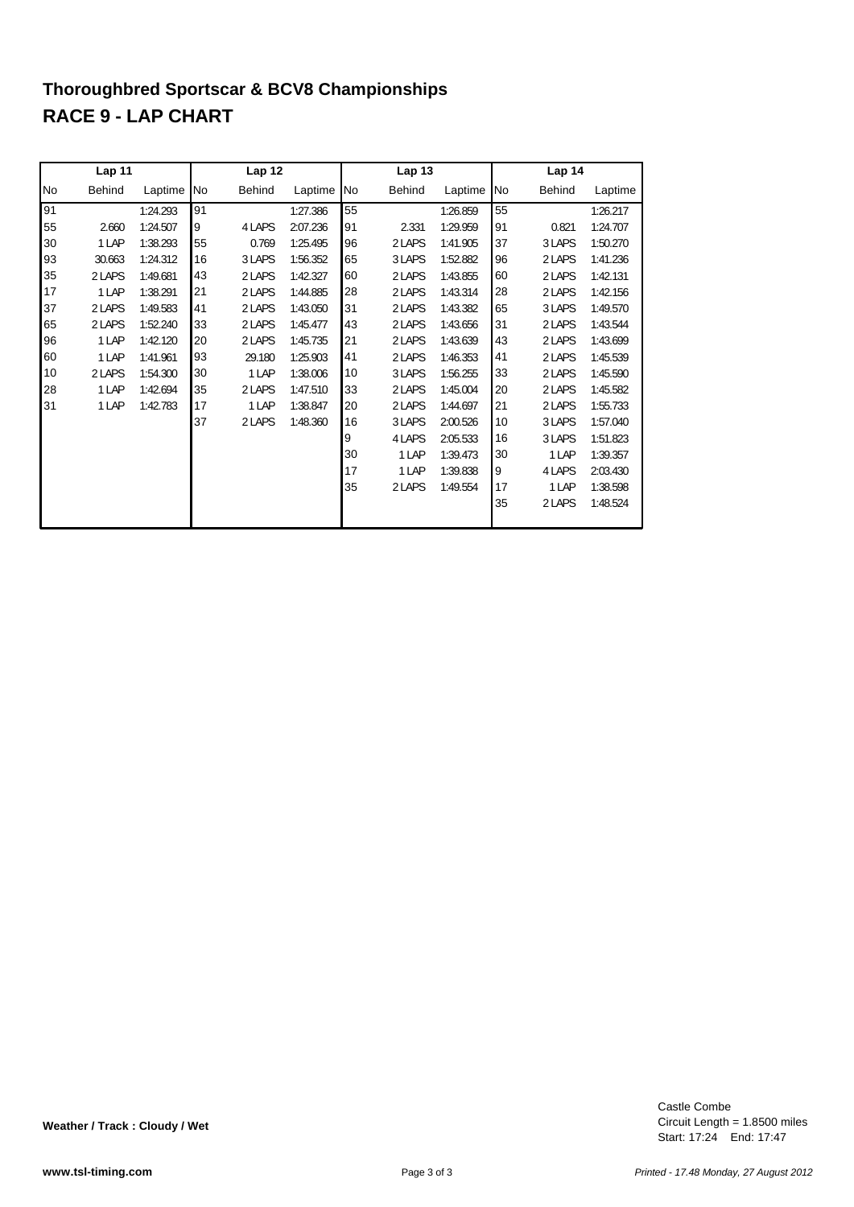# Thoroughbred Sportscar & BCV8 Championships

## RACE 9 - LAP CHART

| Lap 11 | | | Lap 12 | | | Lap 13 | | | Lap 14 | | |
|---|---|---|---|---|---|---|---|---|---|---|---|
| No | Behind | Laptime | No | Behind | Laptime | No | Behind | Laptime | No | Behind | Laptime |
| 91 | | 1:24.293 | 91 | | 1:27.386 | 55 | | 1:26.859 | 55 | | 1:26.217 |
| 55 | 2.660 | 1:24.507 | 9 | 4 LAPS | 2:07.236 | 91 | 2.331 | 1:29.959 | 91 | 0.821 | 1:24.707 |
| 30 | 1 LAP | 1:38.293 | 55 | 0.769 | 1:25.495 | 96 | 2 LAPS | 1:41.905 | 37 | 3 LAPS | 1:50.270 |
| 93 | 30.663 | 1:24.312 | 16 | 3 LAPS | 1:56.352 | 65 | 3 LAPS | 1:52.882 | 96 | 2 LAPS | 1:41.236 |
| 35 | 2 LAPS | 1:49.681 | 43 | 2 LAPS | 1:42.327 | 60 | 2 LAPS | 1:43.855 | 60 | 2 LAPS | 1:42.131 |
| 17 | 1 LAP | 1:38.291 | 21 | 2 LAPS | 1:44.885 | 28 | 2 LAPS | 1:43.314 | 28 | 2 LAPS | 1:42.156 |
| 37 | 2 LAPS | 1:49.583 | 41 | 2 LAPS | 1:43.050 | 31 | 2 LAPS | 1:43.382 | 65 | 3 LAPS | 1:49.570 |
| 65 | 2 LAPS | 1:52.240 | 33 | 2 LAPS | 1:45.477 | 43 | 2 LAPS | 1:43.656 | 31 | 2 LAPS | 1:43.544 |
| 96 | 1 LAP | 1:42.120 | 20 | 2 LAPS | 1:45.735 | 21 | 2 LAPS | 1:43.639 | 43 | 2 LAPS | 1:43.699 |
| 60 | 1 LAP | 1:41.961 | 93 | 29.180 | 1:25.903 | 41 | 2 LAPS | 1:46.353 | 41 | 2 LAPS | 1:45.539 |
| 10 | 2 LAPS | 1:54.300 | 30 | 1 LAP | 1:38.006 | 10 | 3 LAPS | 1:56.255 | 33 | 2 LAPS | 1:45.590 |
| 28 | 1 LAP | 1:42.694 | 35 | 2 LAPS | 1:47.510 | 33 | 2 LAPS | 1:45.004 | 20 | 2 LAPS | 1:45.582 |
| 31 | 1 LAP | 1:42.783 | 17 | 1 LAP | 1:38.847 | 20 | 2 LAPS | 1:44.697 | 21 | 2 LAPS | 1:55.733 |
| | | | 37 | 2 LAPS | 1:48.360 | 16 | 3 LAPS | 2:00.526 | 10 | 3 LAPS | 1:57.040 |
| | | | | | | 9 | 4 LAPS | 2:05.533 | 16 | 3 LAPS | 1:51.823 |
| | | | | | | 30 | 1 LAP | 1:39.473 | 30 | 1 LAP | 1:39.357 |
| | | | | | | 17 | 1 LAP | 1:39.838 | 9 | 4 LAPS | 2:03.430 |
| | | | | | | 35 | 2 LAPS | 1:49.554 | 17 | 1 LAP | 1:38.598 |
| | | | | | | | | | 35 | 2 LAPS | 1:48.524 |

**Weather / Track : Cloudy / Wet**

Castle Combe
Circuit Length = 1.8500 miles
Start: 17:24 End: 17:47

**www.tsl-timing.com**

*Printed - 17.48 Monday, 27 August 2012*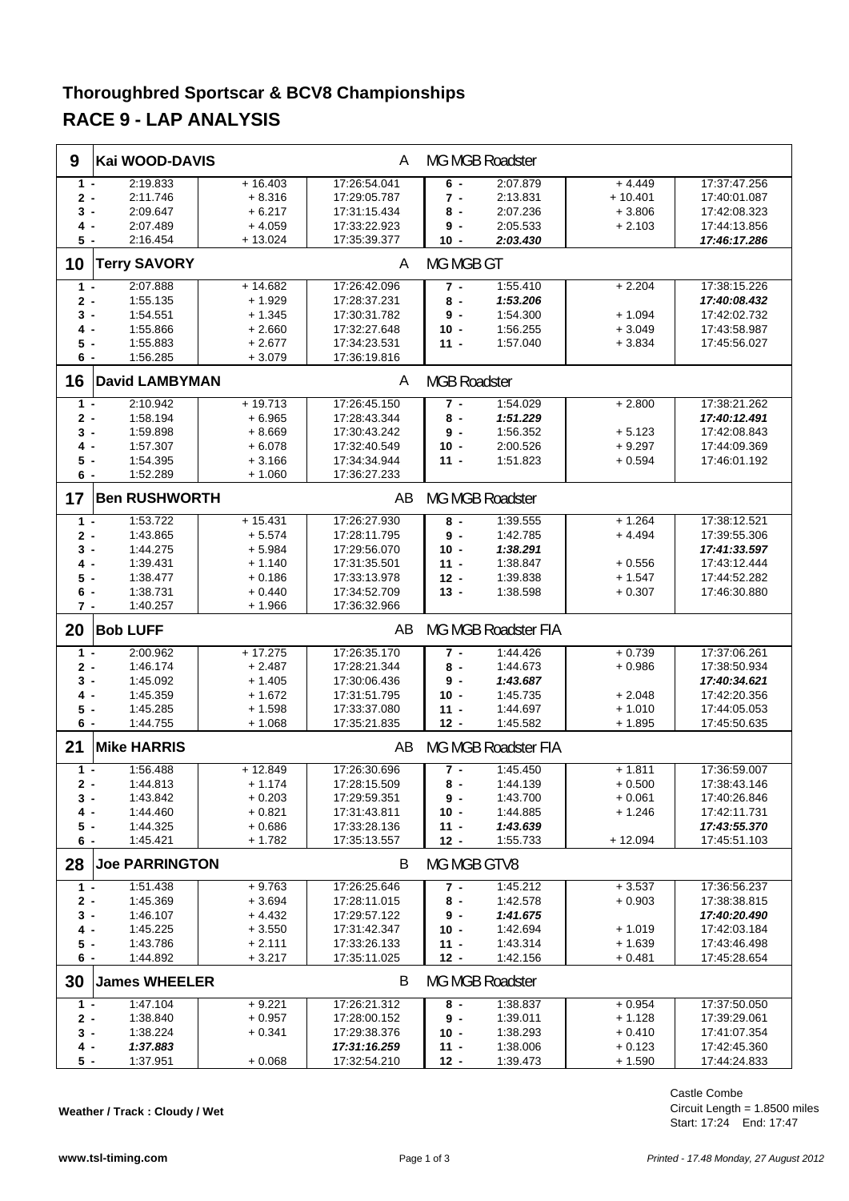# Thoroughbred Sportscar & BCV8 Championships

## RACE 9 - LAP ANALYSIS

### 9 Kai WOOD-DAVIS — A — MG MGB Roadster

| Lap | Time | Diff | Time of Day | Lap | Time | Diff | Time of Day |
|---|---|---|---|---|---|---|---|
| 1 - | 2:19.833 | + 16.403 | 17:26:54.041 | 6 - | 2:07.879 | + 4.449 | 17:37:47.256 |
| 2 - | 2:11.746 | + 8.316 | 17:29:05.787 | 7 - | 2:13.831 | + 10.401 | 17:40:01.087 |
| 3 - | 2:09.647 | + 6.217 | 17:31:15.434 | 8 - | 2:07.236 | + 3.806 | 17:42:08.323 |
| 4 - | 2:07.489 | + 4.059 | 17:33:22.923 | 9 - | 2:05.533 | + 2.103 | 17:44:13.856 |
| 5 - | 2:16.454 | + 13.024 | 17:35:39.377 | 10 - | ***2:03.430*** | | ***17:46:17.286*** |

### 10 Terry SAVORY — A — MG MGB GT

| Lap | Time | Diff | Time of Day | Lap | Time | Diff | Time of Day |
|---|---|---|---|---|---|---|---|
| 1 - | 2:07.888 | + 14.682 | 17:26:42.096 | 7 - | 1:55.410 | + 2.204 | 17:38:15.226 |
| 2 - | 1:55.135 | + 1.929 | 17:28:37.231 | 8 - | ***1:53.206*** | | ***17:40:08.432*** |
| 3 - | 1:54.551 | + 1.345 | 17:30:31.782 | 9 - | 1:54.300 | + 1.094 | 17:42:02.732 |
| 4 - | 1:55.866 | + 2.660 | 17:32:27.648 | 10 - | 1:56.255 | + 3.049 | 17:43:58.987 |
| 5 - | 1:55.883 | + 2.677 | 17:34:23.531 | 11 - | 1:57.040 | + 3.834 | 17:45:56.027 |
| 6 - | 1:56.285 | + 3.079 | 17:36:19.816 | | | | |

### 16 David LAMBYMAN — A — MGB Roadster

| Lap | Time | Diff | Time of Day | Lap | Time | Diff | Time of Day |
|---|---|---|---|---|---|---|---|
| 1 - | 2:10.942 | + 19.713 | 17:26:45.150 | 7 - | 1:54.029 | + 2.800 | 17:38:21.262 |
| 2 - | 1:58.194 | + 6.965 | 17:28:43.344 | 8 - | ***1:51.229*** | | ***17:40:12.491*** |
| 3 - | 1:59.898 | + 8.669 | 17:30:43.242 | 9 - | 1:56.352 | + 5.123 | 17:42:08.843 |
| 4 - | 1:57.307 | + 6.078 | 17:32:40.549 | 10 - | 2:00.526 | + 9.297 | 17:44:09.369 |
| 5 - | 1:54.395 | + 3.166 | 17:34:34.944 | 11 - | 1:51.823 | + 0.594 | 17:46:01.192 |
| 6 - | 1:52.289 | + 1.060 | 17:36:27.233 | | | | |

### 17 Ben RUSHWORTH — AB — MG MGB Roadster

| Lap | Time | Diff | Time of Day | Lap | Time | Diff | Time of Day |
|---|---|---|---|---|---|---|---|
| 1 - | 1:53.722 | + 15.431 | 17:26:27.930 | 8 - | 1:39.555 | + 1.264 | 17:38:12.521 |
| 2 - | 1:43.865 | + 5.574 | 17:28:11.795 | 9 - | 1:42.785 | + 4.494 | 17:39:55.306 |
| 3 - | 1:44.275 | + 5.984 | 17:29:56.070 | 10 - | ***1:38.291*** | | ***17:41:33.597*** |
| 4 - | 1:39.431 | + 1.140 | 17:31:35.501 | 11 - | 1:38.847 | + 0.556 | 17:43:12.444 |
| 5 - | 1:38.477 | + 0.186 | 17:33:13.978 | 12 - | 1:39.838 | + 1.547 | 17:44:52.282 |
| 6 - | 1:38.731 | + 0.440 | 17:34:52.709 | 13 - | 1:38.598 | + 0.307 | 17:46:30.880 |
| 7 - | 1:40.257 | + 1.966 | 17:36:32.966 | | | | |

### 20 Bob LUFF — AB — MG MGB Roadster FIA

| Lap | Time | Diff | Time of Day | Lap | Time | Diff | Time of Day |
|---|---|---|---|---|---|---|---|
| 1 - | 2:00.962 | + 17.275 | 17:26:35.170 | 7 - | 1:44.426 | + 0.739 | 17:37:06.261 |
| 2 - | 1:46.174 | + 2.487 | 17:28:21.344 | 8 - | 1:44.673 | + 0.986 | 17:38:50.934 |
| 3 - | 1:45.092 | + 1.405 | 17:30:06.436 | 9 - | ***1:43.687*** | | ***17:40:34.621*** |
| 4 - | 1:45.359 | + 1.672 | 17:31:51.795 | 10 - | 1:45.735 | + 2.048 | 17:42:20.356 |
| 5 - | 1:45.285 | + 1.598 | 17:33:37.080 | 11 - | 1:44.697 | + 1.010 | 17:44:05.053 |
| 6 - | 1:44.755 | + 1.068 | 17:35:21.835 | 12 - | 1:45.582 | + 1.895 | 17:45:50.635 |

### 21 Mike HARRIS — AB — MG MGB Roadster FIA

| Lap | Time | Diff | Time of Day | Lap | Time | Diff | Time of Day |
|---|---|---|---|---|---|---|---|
| 1 - | 1:56.488 | + 12.849 | 17:26:30.696 | 7 - | 1:45.450 | + 1.811 | 17:36:59.007 |
| 2 - | 1:44.813 | + 1.174 | 17:28:15.509 | 8 - | 1:44.139 | + 0.500 | 17:38:43.146 |
| 3 - | 1:43.842 | + 0.203 | 17:29:59.351 | 9 - | 1:43.700 | + 0.061 | 17:40:26.846 |
| 4 - | 1:44.460 | + 0.821 | 17:31:43.811 | 10 - | 1:44.885 | + 1.246 | 17:42:11.731 |
| 5 - | 1:44.325 | + 0.686 | 17:33:28.136 | 11 - | ***1:43.639*** | | ***17:43:55.370*** |
| 6 - | 1:45.421 | + 1.782 | 17:35:13.557 | 12 - | 1:55.733 | + 12.094 | 17:45:51.103 |

### 28 Joe PARRINGTON — B — MG MGB GTV8

| Lap | Time | Diff | Time of Day | Lap | Time | Diff | Time of Day |
|---|---|---|---|---|---|---|---|
| 1 - | 1:51.438 | + 9.763 | 17:26:25.646 | 7 - | 1:45.212 | + 3.537 | 17:36:56.237 |
| 2 - | 1:45.369 | + 3.694 | 17:28:11.015 | 8 - | 1:42.578 | + 0.903 | 17:38:38.815 |
| 3 - | 1:46.107 | + 4.432 | 17:29:57.122 | 9 - | ***1:41.675*** | | ***17:40:20.490*** |
| 4 - | 1:45.225 | + 3.550 | 17:31:42.347 | 10 - | 1:42.694 | + 1.019 | 17:42:03.184 |
| 5 - | 1:43.786 | + 2.111 | 17:33:26.133 | 11 - | 1:43.314 | + 1.639 | 17:43:46.498 |
| 6 - | 1:44.892 | + 3.217 | 17:35:11.025 | 12 - | 1:42.156 | + 0.481 | 17:45:28.654 |

### 30 James WHEELER — B — MG MGB Roadster

| Lap | Time | Diff | Time of Day | Lap | Time | Diff | Time of Day |
|---|---|---|---|---|---|---|---|
| 1 - | 1:47.104 | + 9.221 | 17:26:21.312 | 8 - | 1:38.837 | + 0.954 | 17:37:50.050 |
| 2 - | 1:38.840 | + 0.957 | 17:28:00.152 | 9 - | 1:39.011 | + 1.128 | 17:39:29.061 |
| 3 - | 1:38.224 | + 0.341 | 17:29:38.376 | 10 - | 1:38.293 | + 0.410 | 17:41:07.354 |
| 4 - | ***1:37.883*** | | ***17:31:16.259*** | 11 - | 1:38.006 | + 0.123 | 17:42:45.360 |
| 5 - | 1:37.951 | + 0.068 | 17:32:54.210 | 12 - | 1:39.473 | + 1.590 | 17:44:24.833 |

**Weather / Track : Cloudy / Wet**

Castle Combe
Circuit Length = 1.8500 miles
Start: 17:24 End: 17:47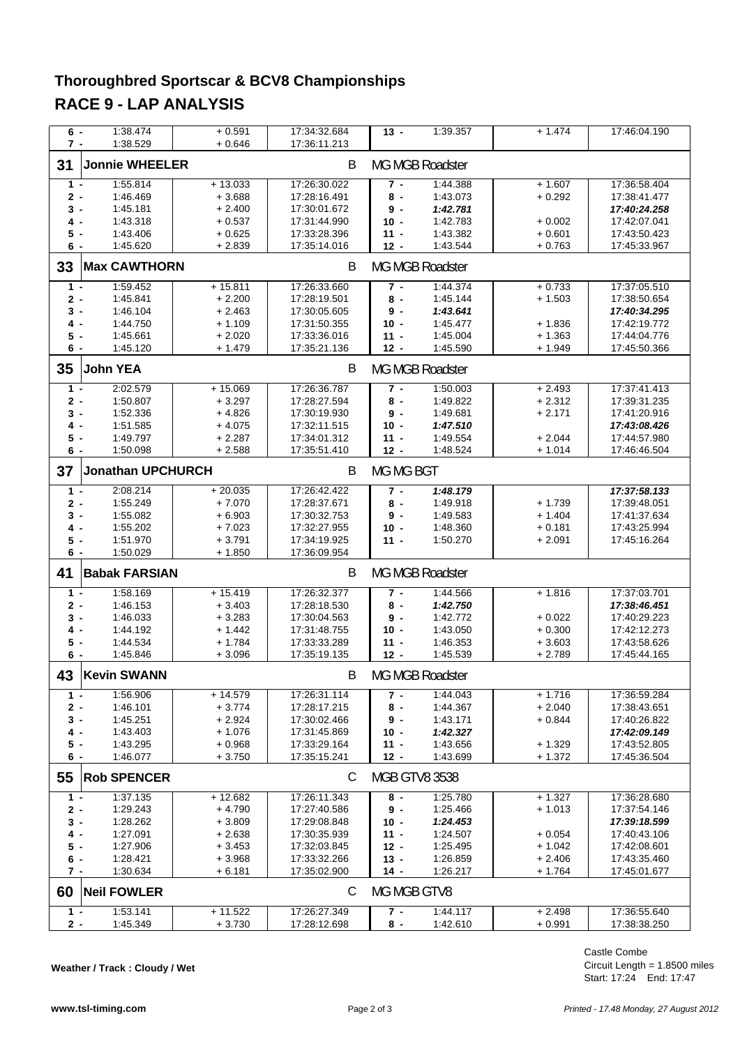# Thoroughbred Sportscar & BCV8 Championships

## RACE 9 - LAP ANALYSIS

| Lap | Time | Diff | Time of Day | Lap | Time | Diff | Time of Day |
|---|---|---|---|---|---|---|---|
| 6 - | 1:38.474 | + 0.591 | 17:34:32.684 | 13 - | 1:39.357 | + 1.474 | 17:46:04.190 |
| 7 - | 1:38.529 | + 0.646 | 17:36:11.213 | | | | |

### 31 Jonnie WHEELER — B — MG MGB Roadster

| Lap | Time | Diff | Time of Day | Lap | Time | Diff | Time of Day |
|---|---|---|---|---|---|---|---|
| 1 - | 1:55.814 | + 13.033 | 17:26:30.022 | 7 - | 1:44.388 | + 1.607 | 17:36:58.404 |
| 2 - | 1:46.469 | + 3.688 | 17:28:16.491 | 8 - | 1:43.073 | + 0.292 | 17:38:41.477 |
| 3 - | 1:45.181 | + 2.400 | 17:30:01.672 | 9 - | ***1:42.781*** | | ***17:40:24.258*** |
| 4 - | 1:43.318 | + 0.537 | 17:31:44.990 | 10 - | 1:42.783 | + 0.002 | 17:42:07.041 |
| 5 - | 1:43.406 | + 0.625 | 17:33:28.396 | 11 - | 1:43.382 | + 0.601 | 17:43:50.423 |
| 6 - | 1:45.620 | + 2.839 | 17:35:14.016 | 12 - | 1:43.544 | + 0.763 | 17:45:33.967 |

### 33 Max CAWTHORN — B — MG MGB Roadster

| Lap | Time | Diff | Time of Day | Lap | Time | Diff | Time of Day |
|---|---|---|---|---|---|---|---|
| 1 - | 1:59.452 | + 15.811 | 17:26:33.660 | 7 - | 1:44.374 | + 0.733 | 17:37:05.510 |
| 2 - | 1:45.841 | + 2.200 | 17:28:19.501 | 8 - | 1:45.144 | + 1.503 | 17:38:50.654 |
| 3 - | 1:46.104 | + 2.463 | 17:30:05.605 | 9 - | ***1:43.641*** | | ***17:40:34.295*** |
| 4 - | 1:44.750 | + 1.109 | 17:31:50.355 | 10 - | 1:45.477 | + 1.836 | 17:42:19.772 |
| 5 - | 1:45.661 | + 2.020 | 17:33:36.016 | 11 - | 1:45.004 | + 1.363 | 17:44:04.776 |
| 6 - | 1:45.120 | + 1.479 | 17:35:21.136 | 12 - | 1:45.590 | + 1.949 | 17:45:50.366 |

### 35 John YEA — B — MG MGB Roadster

| Lap | Time | Diff | Time of Day | Lap | Time | Diff | Time of Day |
|---|---|---|---|---|---|---|---|
| 1 - | 2:02.579 | + 15.069 | 17:26:36.787 | 7 - | 1:50.003 | + 2.493 | 17:37:41.413 |
| 2 - | 1:50.807 | + 3.297 | 17:28:27.594 | 8 - | 1:49.822 | + 2.312 | 17:39:31.235 |
| 3 - | 1:52.336 | + 4.826 | 17:30:19.930 | 9 - | 1:49.681 | + 2.171 | 17:41:20.916 |
| 4 - | 1:51.585 | + 4.075 | 17:32:11.515 | 10 - | ***1:47.510*** | | ***17:43:08.426*** |
| 5 - | 1:49.797 | + 2.287 | 17:34:01.312 | 11 - | 1:49.554 | + 2.044 | 17:44:57.980 |
| 6 - | 1:50.098 | + 2.588 | 17:35:51.410 | 12 - | 1:48.524 | + 1.014 | 17:46:46.504 |

### 37 Jonathan UPCHURCH — B — MG MG BGT

| Lap | Time | Diff | Time of Day | Lap | Time | Diff | Time of Day |
|---|---|---|---|---|---|---|---|
| 1 - | 2:08.214 | + 20.035 | 17:26:42.422 | 7 - | ***1:48.179*** | | ***17:37:58.133*** |
| 2 - | 1:55.249 | + 7.070 | 17:28:37.671 | 8 - | 1:49.918 | + 1.739 | 17:39:48.051 |
| 3 - | 1:55.082 | + 6.903 | 17:30:32.753 | 9 - | 1:49.583 | + 1.404 | 17:41:37.634 |
| 4 - | 1:55.202 | + 7.023 | 17:32:27.955 | 10 - | 1:48.360 | + 0.181 | 17:43:25.994 |
| 5 - | 1:51.970 | + 3.791 | 17:34:19.925 | 11 - | 1:50.270 | + 2.091 | 17:45:16.264 |
| 6 - | 1:50.029 | + 1.850 | 17:36:09.954 | | | | |

### 41 Babak FARSIAN — B — MG MGB Roadster

| Lap | Time | Diff | Time of Day | Lap | Time | Diff | Time of Day |
|---|---|---|---|---|---|---|---|
| 1 - | 1:58.169 | + 15.419 | 17:26:32.377 | 7 - | 1:44.566 | + 1.816 | 17:37:03.701 |
| 2 - | 1:46.153 | + 3.403 | 17:28:18.530 | 8 - | ***1:42.750*** | | ***17:38:46.451*** |
| 3 - | 1:46.033 | + 3.283 | 17:30:04.563 | 9 - | 1:42.772 | + 0.022 | 17:40:29.223 |
| 4 - | 1:44.192 | + 1.442 | 17:31:48.755 | 10 - | 1:43.050 | + 0.300 | 17:42:12.273 |
| 5 - | 1:44.534 | + 1.784 | 17:33:33.289 | 11 - | 1:46.353 | + 3.603 | 17:43:58.626 |
| 6 - | 1:45.846 | + 3.096 | 17:35:19.135 | 12 - | 1:45.539 | + 2.789 | 17:45:44.165 |

### 43 Kevin SWANN — B — MG MGB Roadster

| Lap | Time | Diff | Time of Day | Lap | Time | Diff | Time of Day |
|---|---|---|---|---|---|---|---|
| 1 - | 1:56.906 | + 14.579 | 17:26:31.114 | 7 - | 1:44.043 | + 1.716 | 17:36:59.284 |
| 2 - | 1:46.101 | + 3.774 | 17:28:17.215 | 8 - | 1:44.367 | + 2.040 | 17:38:43.651 |
| 3 - | 1:45.251 | + 2.924 | 17:30:02.466 | 9 - | 1:43.171 | + 0.844 | 17:40:26.822 |
| 4 - | 1:43.403 | + 1.076 | 17:31:45.869 | 10 - | ***1:42.327*** | | ***17:42:09.149*** |
| 5 - | 1:43.295 | + 0.968 | 17:33:29.164 | 11 - | 1:43.656 | + 1.329 | 17:43:52.805 |
| 6 - | 1:46.077 | + 3.750 | 17:35:15.241 | 12 - | 1:43.699 | + 1.372 | 17:45:36.504 |

### 55 Rob SPENCER — C — MGB GTV8 3538

| Lap | Time | Diff | Time of Day | Lap | Time | Diff | Time of Day |
|---|---|---|---|---|---|---|---|
| 1 - | 1:37.135 | + 12.682 | 17:26:11.343 | 8 - | 1:25.780 | + 1.327 | 17:36:28.680 |
| 2 - | 1:29.243 | + 4.790 | 17:27:40.586 | 9 - | 1:25.466 | + 1.013 | 17:37:54.146 |
| 3 - | 1:28.262 | + 3.809 | 17:29:08.848 | 10 - | ***1:24.453*** | | ***17:39:18.599*** |
| 4 - | 1:27.091 | + 2.638 | 17:30:35.939 | 11 - | 1:24.507 | + 0.054 | 17:40:43.106 |
| 5 - | 1:27.906 | + 3.453 | 17:32:03.845 | 12 - | 1:25.495 | + 1.042 | 17:42:08.601 |
| 6 - | 1:28.421 | + 3.968 | 17:33:32.266 | 13 - | 1:26.859 | + 2.406 | 17:43:35.460 |
| 7 - | 1:30.634 | + 6.181 | 17:35:02.900 | 14 - | 1:26.217 | + 1.764 | 17:45:01.677 |

### 60 Neil FOWLER — C — MG MGB GTV8

| Lap | Time | Diff | Time of Day | Lap | Time | Diff | Time of Day |
|---|---|---|---|---|---|---|---|
| 1 - | 1:53.141 | + 11.522 | 17:26:27.349 | 7 - | 1:44.117 | + 2.498 | 17:36:55.640 |
| 2 - | 1:45.349 | + 3.730 | 17:28:12.698 | 8 - | 1:42.610 | + 0.991 | 17:38:38.250 |

**Weather / Track : Cloudy / Wet**

Castle Combe
Circuit Length = 1.8500 miles
Start: 17:24 End: 17:47

**www.tsl-timing.com**

*Printed - 17.48 Monday, 27 August 2012*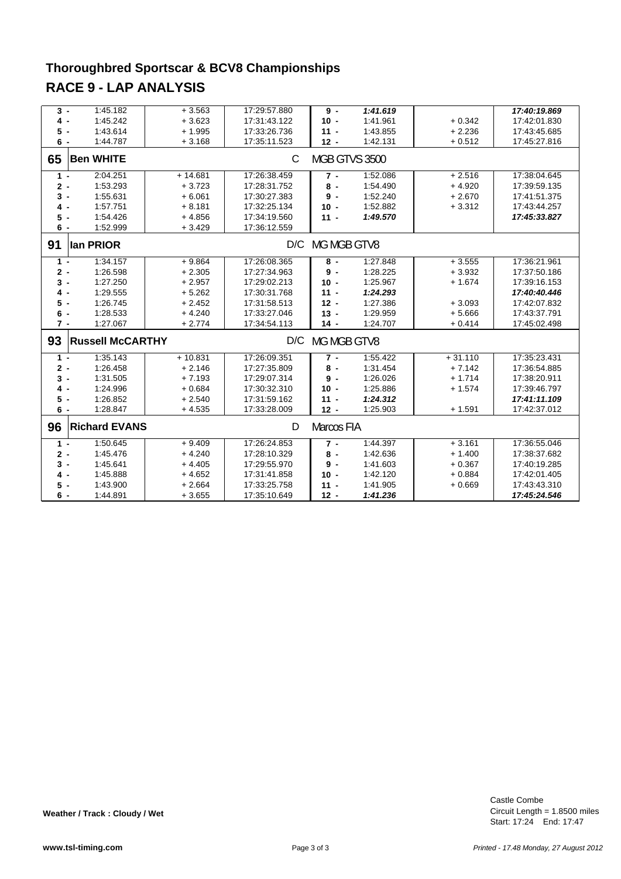# Thoroughbred Sportscar & BCV8 Championships

## RACE 9 - LAP ANALYSIS

| | | | | | | | |
|---|---|---|---|---|---|---|---|
| 3 - | 1:45.182 | + 3.563 | 17:29:57.880 | 9 - | ***1:41.619*** | | ***17:40:19.869*** |
| 4 - | 1:45.242 | + 3.623 | 17:31:43.122 | 10 - | 1:41.961 | + 0.342 | 17:42:01.830 |
| 5 - | 1:43.614 | + 1.995 | 17:33:26.736 | 11 - | 1:43.855 | + 2.236 | 17:43:45.685 |
| 6 - | 1:44.787 | + 3.168 | 17:35:11.523 | 12 - | 1:42.131 | + 0.512 | 17:45:27.816 |

### 65 Ben WHITE — C — MGB GTVS 3500

| | | | | | | | |
|---|---|---|---|---|---|---|---|
| 1 - | 2:04.251 | + 14.681 | 17:26:38.459 | 7 - | 1:52.086 | + 2.516 | 17:38:04.645 |
| 2 - | 1:53.293 | + 3.723 | 17:28:31.752 | 8 - | 1:54.490 | + 4.920 | 17:39:59.135 |
| 3 - | 1:55.631 | + 6.061 | 17:30:27.383 | 9 - | 1:52.240 | + 2.670 | 17:41:51.375 |
| 4 - | 1:57.751 | + 8.181 | 17:32:25.134 | 10 - | 1:52.882 | + 3.312 | 17:43:44.257 |
| 5 - | 1:54.426 | + 4.856 | 17:34:19.560 | 11 - | ***1:49.570*** | | ***17:45:33.827*** |
| 6 - | 1:52.999 | + 3.429 | 17:36:12.559 | | | | |

### 91 Ian PRIOR — D/C — MG MGB GTV8

| | | | | | | | |
|---|---|---|---|---|---|---|---|
| 1 - | 1:34.157 | + 9.864 | 17:26:08.365 | 8 - | 1:27.848 | + 3.555 | 17:36:21.961 |
| 2 - | 1:26.598 | + 2.305 | 17:27:34.963 | 9 - | 1:28.225 | + 3.932 | 17:37:50.186 |
| 3 - | 1:27.250 | + 2.957 | 17:29:02.213 | 10 - | 1:25.967 | + 1.674 | 17:39:16.153 |
| 4 - | 1:29.555 | + 5.262 | 17:30:31.768 | 11 - | ***1:24.293*** | | ***17:40:40.446*** |
| 5 - | 1:26.745 | + 2.452 | 17:31:58.513 | 12 - | 1:27.386 | + 3.093 | 17:42:07.832 |
| 6 - | 1:28.533 | + 4.240 | 17:33:27.046 | 13 - | 1:29.959 | + 5.666 | 17:43:37.791 |
| 7 - | 1:27.067 | + 2.774 | 17:34:54.113 | 14 - | 1:24.707 | + 0.414 | 17:45:02.498 |

### 93 Russell McCARTHY — D/C — MG MGB GTV8

| | | | | | | | |
|---|---|---|---|---|---|---|---|
| 1 - | 1:35.143 | + 10.831 | 17:26:09.351 | 7 - | 1:55.422 | + 31.110 | 17:35:23.431 |
| 2 - | 1:26.458 | + 2.146 | 17:27:35.809 | 8 - | 1:31.454 | + 7.142 | 17:36:54.885 |
| 3 - | 1:31.505 | + 7.193 | 17:29:07.314 | 9 - | 1:26.026 | + 1.714 | 17:38:20.911 |
| 4 - | 1:24.996 | + 0.684 | 17:30:32.310 | 10 - | 1:25.886 | + 1.574 | 17:39:46.797 |
| 5 - | 1:26.852 | + 2.540 | 17:31:59.162 | 11 - | ***1:24.312*** | | ***17:41:11.109*** |
| 6 - | 1:28.847 | + 4.535 | 17:33:28.009 | 12 - | 1:25.903 | + 1.591 | 17:42:37.012 |

### 96 Richard EVANS — D — Marcos FIA

| | | | | | | | |
|---|---|---|---|---|---|---|---|
| 1 - | 1:50.645 | + 9.409 | 17:26:24.853 | 7 - | 1:44.397 | + 3.161 | 17:36:55.046 |
| 2 - | 1:45.476 | + 4.240 | 17:28:10.329 | 8 - | 1:42.636 | + 1.400 | 17:38:37.682 |
| 3 - | 1:45.641 | + 4.405 | 17:29:55.970 | 9 - | 1:41.603 | + 0.367 | 17:40:19.285 |
| 4 - | 1:45.888 | + 4.652 | 17:31:41.858 | 10 - | 1:42.120 | + 0.884 | 17:42:01.405 |
| 5 - | 1:43.900 | + 2.664 | 17:33:25.758 | 11 - | 1:41.905 | + 0.669 | 17:43:43.310 |
| 6 - | 1:44.891 | + 3.655 | 17:35:10.649 | 12 - | ***1:41.236*** | | ***17:45:24.546*** |

**Weather / Track : Cloudy / Wet**

Castle Combe
Circuit Length = 1.8500 miles
Start: 17:24 End: 17:47

www.tsl-timing.com

*Printed - 17.48 Monday, 27 August 2012*